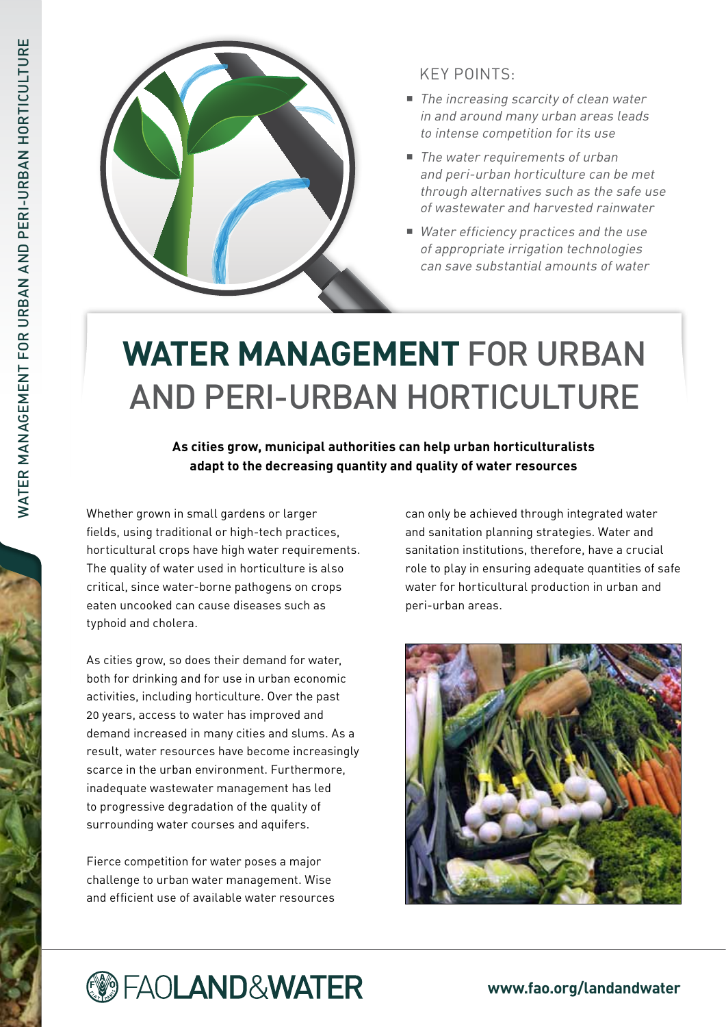KEY POINTS:

- *The increasing scarcity of clean water in and around many urban areas leads to intense competition for its use*
- *The water requirements of urban and peri-urban horticulture can be met through alternatives such as the safe use of wastewater and harvested rainwater*
- *Water efficiency practices and the use of appropriate irrigation technologies can save substantial amounts of water*

# WATER MANAGEMENT FOR URBAN AND PERI-URBAN HORTICULTURE

**As cities grow, municipal authorities can help urban horticulturalists adapt to the decreasing quantity and quality of water resources**

Whether grown in small gardens or larger fields, using traditional or high-tech practices, horticultural crops have high water requirements. The quality of water used in horticulture is also critical, since water-borne pathogens on crops eaten uncooked can cause diseases such as typhoid and cholera.

As cities grow, so does their demand for water, both for drinking and for use in urban economic activities, including horticulture. Over the past 20 years, access to water has improved and demand increased in many cities and slums. As a result, water resources have become increasingly scarce in the urban environment. Furthermore, inadequate wastewater management has led to progressive degradation of the quality of surrounding water courses and aquifers.

Fierce competition for water poses a major challenge to urban water management. Wise and efficient use of available water resources can only be achieved through integrated water and sanitation planning strategies. Water and sanitation institutions, therefore, have a crucial role to play in ensuring adequate quantities of safe water for horticultural production in urban and peri-urban areas.

FAO LAND & WATER

www.fao.org/landandwater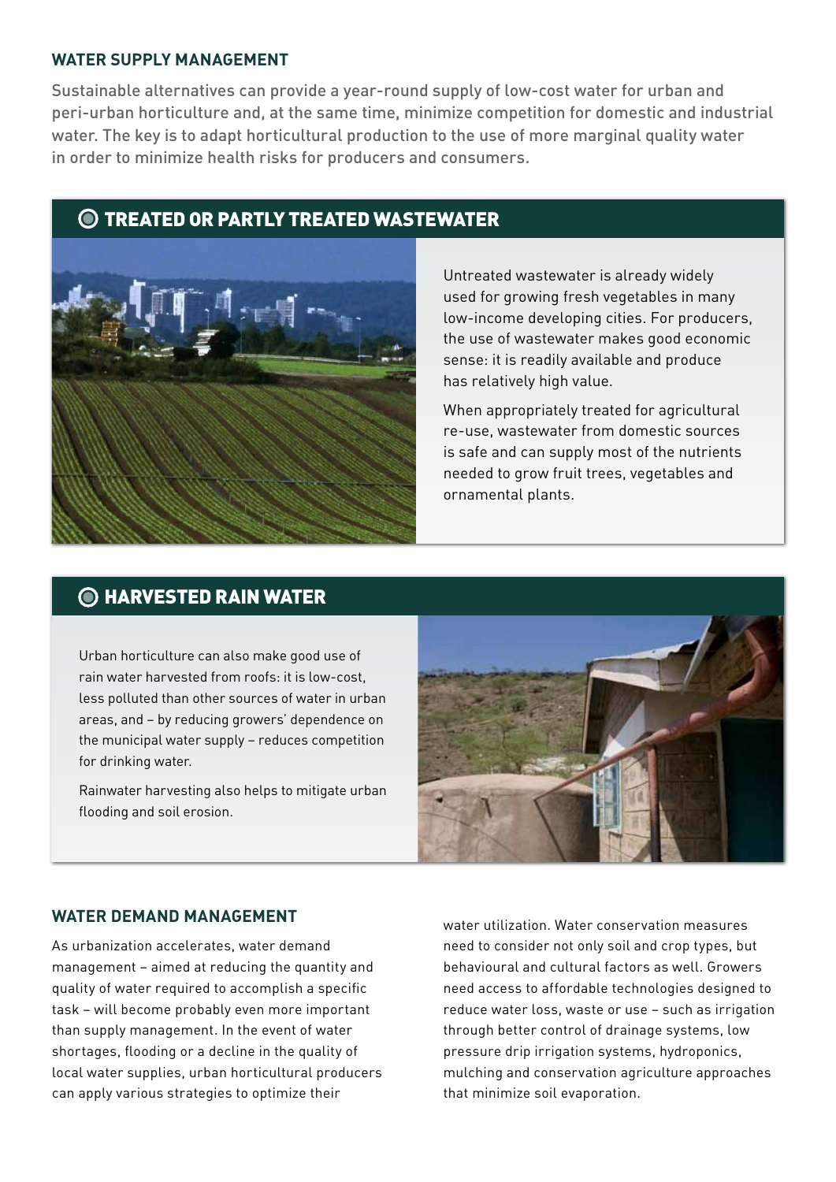## WATER SUPPLY MANAGEMENT

Sustainable alternatives can provide a year-round supply of low-cost water for urban and peri-urban horticulture and, at the same time, minimize competition for domestic and industrial water. The key is to adapt horticultural production to the use of more marginal quality water in order to minimize health risks for producers and consumers.

### TREATED OR PARTLY TREATED WASTEWATER

Untreated wastewater is already widely used for growing fresh vegetables in many low-income developing cities. For producers, the use of wastewater makes good economic sense: it is readily available and produce has relatively high value.

When appropriately treated for agricultural re-use, wastewater from domestic sources is safe and can supply most of the nutrients needed to grow fruit trees, vegetables and ornamental plants.

### HARVESTED RAIN WATER

Urban horticulture can also make good use of rain water harvested from roofs: it is low-cost, less polluted than other sources of water in urban areas, and – by reducing growers' dependence on the municipal water supply – reduces competition for drinking water.

Rainwater harvesting also helps to mitigate urban flooding and soil erosion.

## WATER DEMAND MANAGEMENT

As urbanization accelerates, water demand management – aimed at reducing the quantity and quality of water required to accomplish a specific task – will become probably even more important than supply management. In the event of water shortages, flooding or a decline in the quality of local water supplies, urban horticultural producers can apply various strategies to optimize their water utilization. Water conservation measures need to consider not only soil and crop types, but behavioural and cultural factors as well. Growers need access to affordable technologies designed to reduce water loss, waste or use – such as irrigation through better control of drainage systems, low pressure drip irrigation systems, hydroponics, mulching and conservation agriculture approaches that minimize soil evaporation.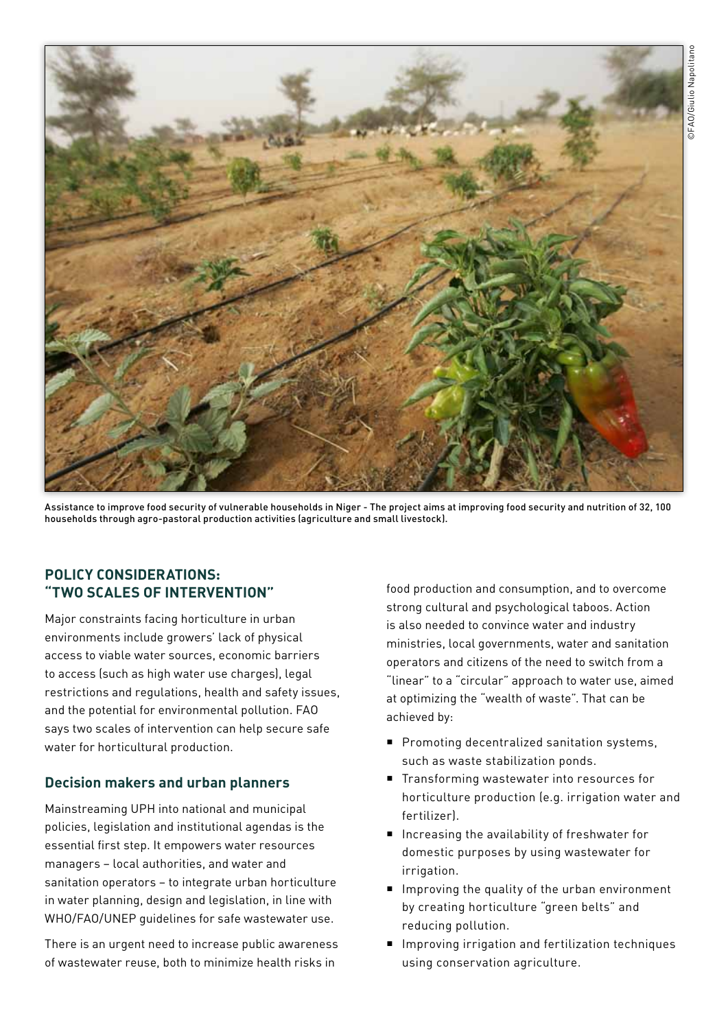Assistance to improve food security of vulnerable households in Niger - The project aims at improving food security and nutrition of 32, 100 households through agro-pastoral production activities (agriculture and small livestock).

## POLICY CONSIDERATIONS: "TWO SCALES OF INTERVENTION"

Major constraints facing horticulture in urban environments include growers' lack of physical access to viable water sources, economic barriers to access (such as high water use charges), legal restrictions and regulations, health and safety issues, and the potential for environmental pollution. FAO says two scales of intervention can help secure safe water for horticultural production.

### Decision makers and urban planners

Mainstreaming UPH into national and municipal policies, legislation and institutional agendas is the essential first step. It empowers water resources managers – local authorities, and water and sanitation operators – to integrate urban horticulture in water planning, design and legislation, in line with WHO/FAO/UNEP guidelines for safe wastewater use.

There is an urgent need to increase public awareness of wastewater reuse, both to minimize health risks in food production and consumption, and to overcome strong cultural and psychological taboos. Action is also needed to convince water and industry ministries, local governments, water and sanitation operators and citizens of the need to switch from a "linear" to a "circular" approach to water use, aimed at optimizing the "wealth of waste". That can be achieved by:

- Promoting decentralized sanitation systems, such as waste stabilization ponds.
- Transforming wastewater into resources for horticulture production (e.g. irrigation water and fertilizer).
- Increasing the availability of freshwater for domestic purposes by using wastewater for irrigation.
- Improving the quality of the urban environment by creating horticulture "green belts" and reducing pollution.
- Improving irrigation and fertilization techniques using conservation agriculture.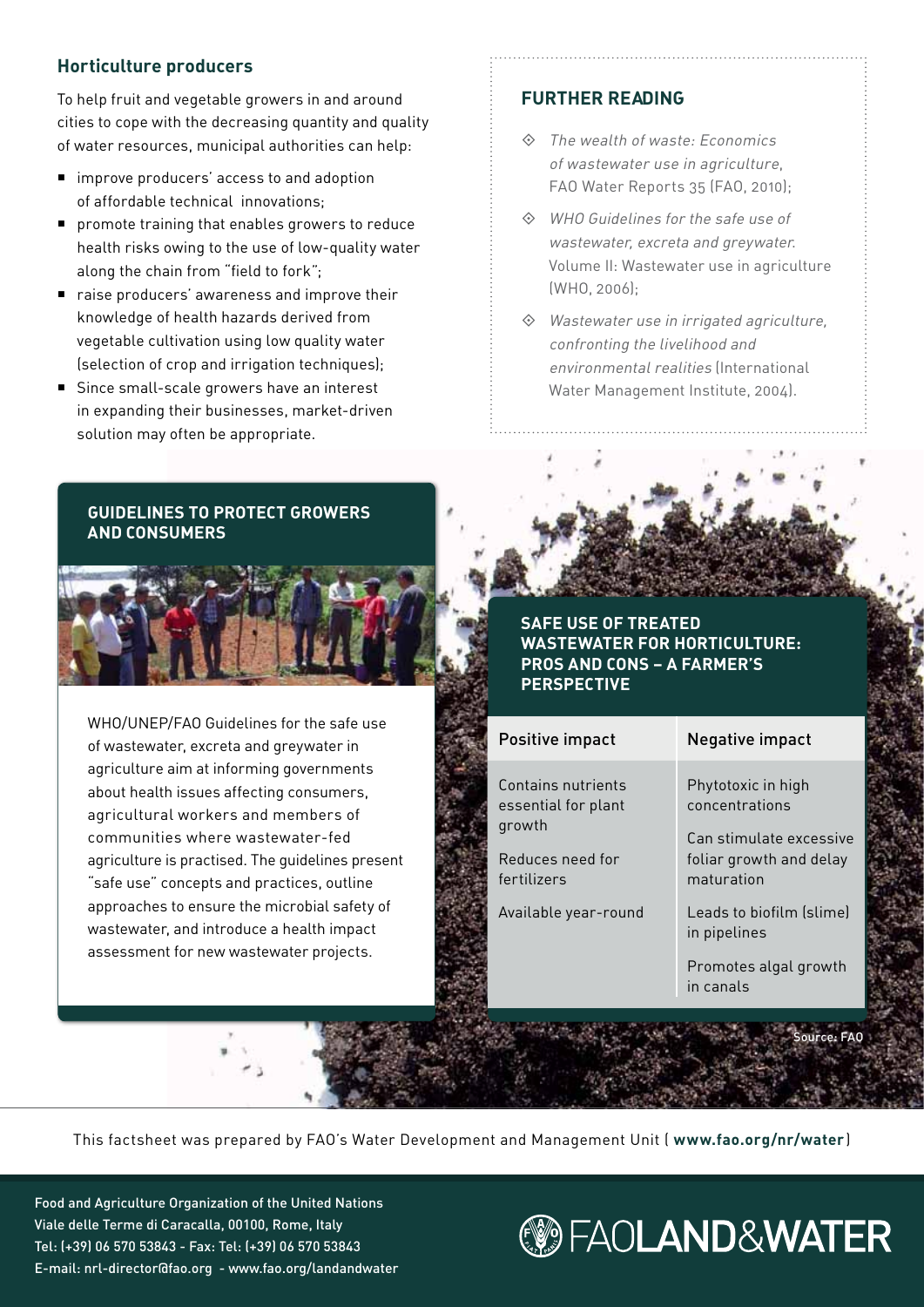## Horticulture producers

To help fruit and vegetable growers in and around cities to cope with the decreasing quantity and quality of water resources, municipal authorities can help:

- improve producers' access to and adoption of affordable technical innovations;
- promote training that enables growers to reduce health risks owing to the use of low-quality water along the chain from "field to fork";
- raise producers' awareness and improve their knowledge of health hazards derived from vegetable cultivation using low quality water (selection of crop and irrigation techniques);
- Since small-scale growers have an interest in expanding their businesses, market-driven solution may often be appropriate.

## FURTHER READING

- *The wealth of waste: Economics of wastewater use in agriculture*, FAO Water Reports 35 (FAO, 2010);
- *WHO Guidelines for the safe use of wastewater, excreta and greywater.* Volume II: Wastewater use in agriculture (WHO, 2006);
- *Wastewater use in irrigated agriculture, confronting the livelihood and environmental realities* (International Water Management Institute, 2004).

### GUIDELINES TO PROTECT GROWERS AND CONSUMERS

WHO/UNEP/FAO Guidelines for the safe use of wastewater, excreta and greywater in agriculture aim at informing governments about health issues affecting consumers, agricultural workers and members of communities where wastewater-fed agriculture is practised. The guidelines present "safe use" concepts and practices, outline approaches to ensure the microbial safety of wastewater, and introduce a health impact assessment for new wastewater projects.

### SAFE USE OF TREATED WASTEWATER FOR HORTICULTURE: PROS AND CONS – A FARMER'S PERSPECTIVE

| Positive impact | Negative impact |
|---|---|
| Contains nutrients essential for plant growth | Phytotoxic in high concentrations |
| Reduces need for fertilizers | Can stimulate excessive foliar growth and delay maturation |
| Available year-round | Leads to biofilm (slime) in pipelines |
| | Promotes algal growth in canals |

Source: FAO

This factsheet was prepared by FAO's Water Development and Management Unit ( **www.fao.org/nr/water**)

Food and Agriculture Organization of the United Nations
Viale delle Terme di Caracalla, 00100, Rome, Italy
Tel: (+39) 06 570 53843 - Fax: Tel: (+39) 06 570 53843
E-mail: nrl-director@fao.org - www.fao.org/landandwater

FAO**LAND**&**WATER**